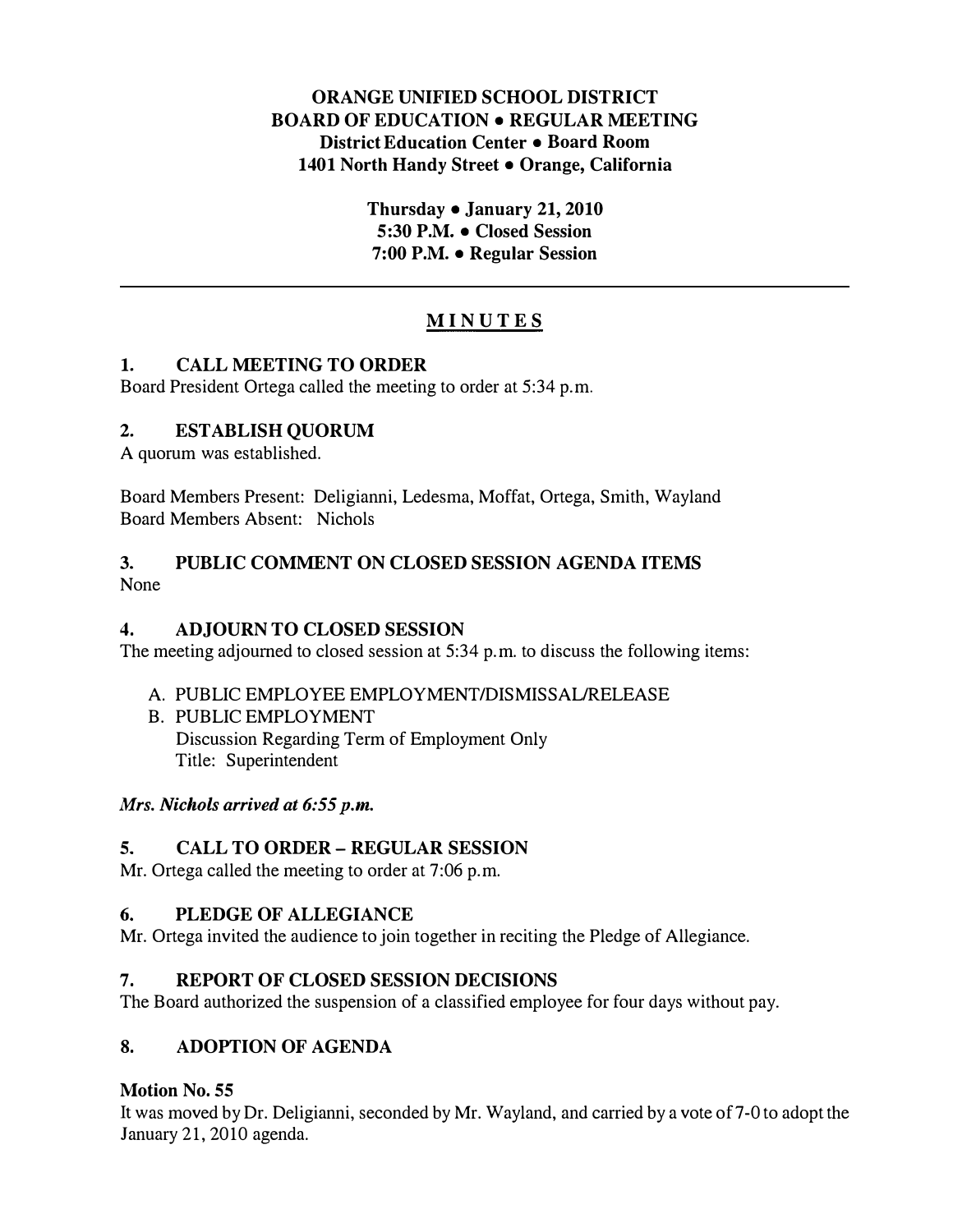**ORANGE UNIFIED SCHOOL DISTRICT**
**BOARD OF EDUCATION • REGULAR MEETING**
**District Education Center • Board Room**
**1401 North Handy Street • Orange, California**

**Thursday • January 21, 2010**
**5:30 P.M. • Closed Session**
**7:00 P.M. • Regular Session**

---

# MINUTES

## 1. CALL MEETING TO ORDER

Board President Ortega called the meeting to order at 5:34 p.m.

## 2. ESTABLISH QUORUM

A quorum was established.

Board Members Present: Deligianni, Ledesma, Moffat, Ortega, Smith, Wayland
Board Members Absent: Nichols

## 3. PUBLIC COMMENT ON CLOSED SESSION AGENDA ITEMS

None

## 4. ADJOURN TO CLOSED SESSION

The meeting adjourned to closed session at 5:34 p.m. to discuss the following items:

A. PUBLIC EMPLOYEE EMPLOYMENT/DISMISSAL/RELEASE
B. PUBLIC EMPLOYMENT
   Discussion Regarding Term of Employment Only
   Title: Superintendent

***Mrs. Nichols arrived at 6:55 p.m.***

## 5. CALL TO ORDER – REGULAR SESSION

Mr. Ortega called the meeting to order at 7:06 p.m.

## 6. PLEDGE OF ALLEGIANCE

Mr. Ortega invited the audience to join together in reciting the Pledge of Allegiance.

## 7. REPORT OF CLOSED SESSION DECISIONS

The Board authorized the suspension of a classified employee for four days without pay.

## 8. ADOPTION OF AGENDA

**Motion No. 55**

It was moved by Dr. Deligianni, seconded by Mr. Wayland, and carried by a vote of 7-0 to adopt the January 21, 2010 agenda.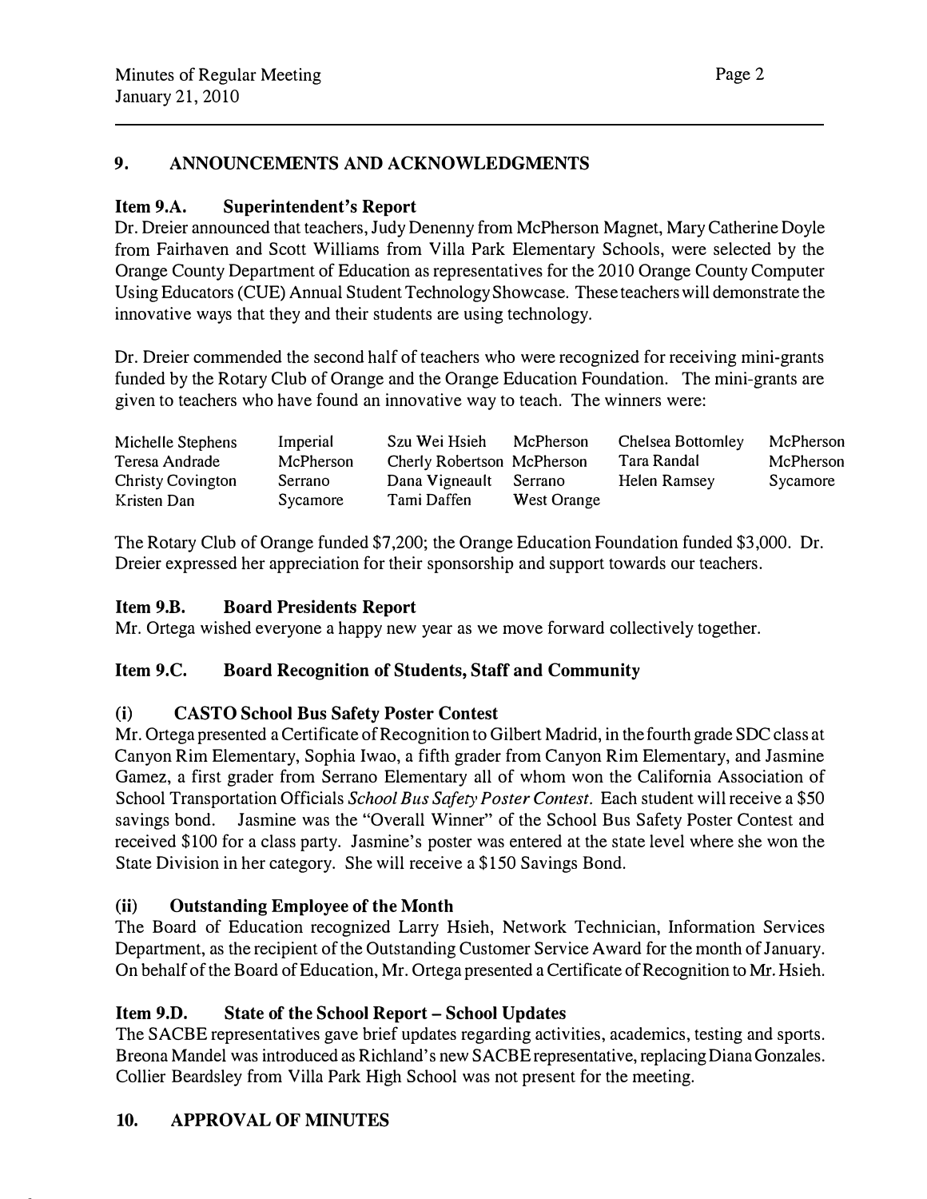## 9. ANNOUNCEMENTS AND ACKNOWLEDGMENTS

### Item 9.A. Superintendent's Report

Dr. Dreier announced that teachers, Judy Denenny from McPherson Magnet, Mary Catherine Doyle from Fairhaven and Scott Williams from Villa Park Elementary Schools, were selected by the Orange County Department of Education as representatives for the 2010 Orange County Computer Using Educators (CUE) Annual Student Technology Showcase. These teachers will demonstrate the innovative ways that they and their students are using technology.

Dr. Dreier commended the second half of teachers who were recognized for receiving mini-grants funded by the Rotary Club of Orange and the Orange Education Foundation. The mini-grants are given to teachers who have found an innovative way to teach. The winners were:

| | | | | | |
|---|---|---|---|---|---|
| Michelle Stephens | Imperial | Szu Wei Hsieh | McPherson | Chelsea Bottomley | McPherson |
| Teresa Andrade | McPherson | Cherly Robertson | McPherson | Tara Randal | McPherson |
| Christy Covington | Serrano | Dana Vigneault | Serrano | Helen Ramsey | Sycamore |
| Kristen Dan | Sycamore | Tami Daffen | West Orange | | |

The Rotary Club of Orange funded $7,200; the Orange Education Foundation funded $3,000. Dr. Dreier expressed her appreciation for their sponsorship and support towards our teachers.

### Item 9.B. Board Presidents Report

Mr. Ortega wished everyone a happy new year as we move forward collectively together.

### Item 9.C. Board Recognition of Students, Staff and Community

#### (i) CASTO School Bus Safety Poster Contest

Mr. Ortega presented a Certificate of Recognition to Gilbert Madrid, in the fourth grade SDC class at Canyon Rim Elementary, Sophia Iwao, a fifth grader from Canyon Rim Elementary, and Jasmine Gamez, a first grader from Serrano Elementary all of whom won the California Association of School Transportation Officials *School Bus Safety Poster Contest*. Each student will receive a $50 savings bond. Jasmine was the "Overall Winner" of the School Bus Safety Poster Contest and received $100 for a class party. Jasmine's poster was entered at the state level where she won the State Division in her category. She will receive a $150 Savings Bond.

#### (ii) Outstanding Employee of the Month

The Board of Education recognized Larry Hsieh, Network Technician, Information Services Department, as the recipient of the Outstanding Customer Service Award for the month of January. On behalf of the Board of Education, Mr. Ortega presented a Certificate of Recognition to Mr. Hsieh.

### Item 9.D. State of the School Report – School Updates

The SACBE representatives gave brief updates regarding activities, academics, testing and sports. Breona Mandel was introduced as Richland's new SACBE representative, replacing Diana Gonzales. Collier Beardsley from Villa Park High School was not present for the meeting.

## 10. APPROVAL OF MINUTES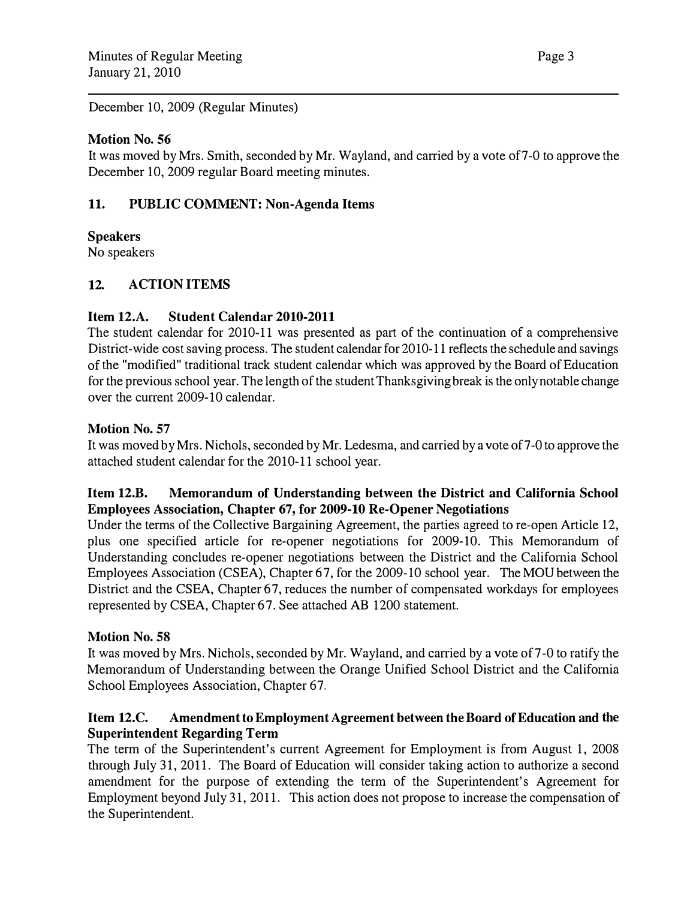December 10, 2009 (Regular Minutes)

**Motion No. 56**
It was moved by Mrs. Smith, seconded by Mr. Wayland, and carried by a vote of 7-0 to approve the December 10, 2009 regular Board meeting minutes.

## 11. PUBLIC COMMENT: Non-Agenda Items

**Speakers**
No speakers

## 12. ACTION ITEMS

### Item 12.A. Student Calendar 2010-2011

The student calendar for 2010-11 was presented as part of the continuation of a comprehensive District-wide cost saving process. The student calendar for 2010-11 reflects the schedule and savings of the "modified" traditional track student calendar which was approved by the Board of Education for the previous school year. The length of the student Thanksgiving break is the only notable change over the current 2009-10 calendar.

**Motion No. 57**
It was moved by Mrs. Nichols, seconded by Mr. Ledesma, and carried by a vote of 7-0 to approve the attached student calendar for the 2010-11 school year.

### Item 12.B. Memorandum of Understanding between the District and California School Employees Association, Chapter 67, for 2009-10 Re-Opener Negotiations

Under the terms of the Collective Bargaining Agreement, the parties agreed to re-open Article 12, plus one specified article for re-opener negotiations for 2009-10. This Memorandum of Understanding concludes re-opener negotiations between the District and the California School Employees Association (CSEA), Chapter 67, for the 2009-10 school year. The MOU between the District and the CSEA, Chapter 67, reduces the number of compensated workdays for employees represented by CSEA, Chapter 67. See attached AB 1200 statement.

**Motion No. 58**
It was moved by Mrs. Nichols, seconded by Mr. Wayland, and carried by a vote of 7-0 to ratify the Memorandum of Understanding between the Orange Unified School District and the California School Employees Association, Chapter 67.

### Item 12.C. Amendment to Employment Agreement between the Board of Education and the Superintendent Regarding Term

The term of the Superintendent's current Agreement for Employment is from August 1, 2008 through July 31, 2011. The Board of Education will consider taking action to authorize a second amendment for the purpose of extending the term of the Superintendent's Agreement for Employment beyond July 31, 2011. This action does not propose to increase the compensation of the Superintendent.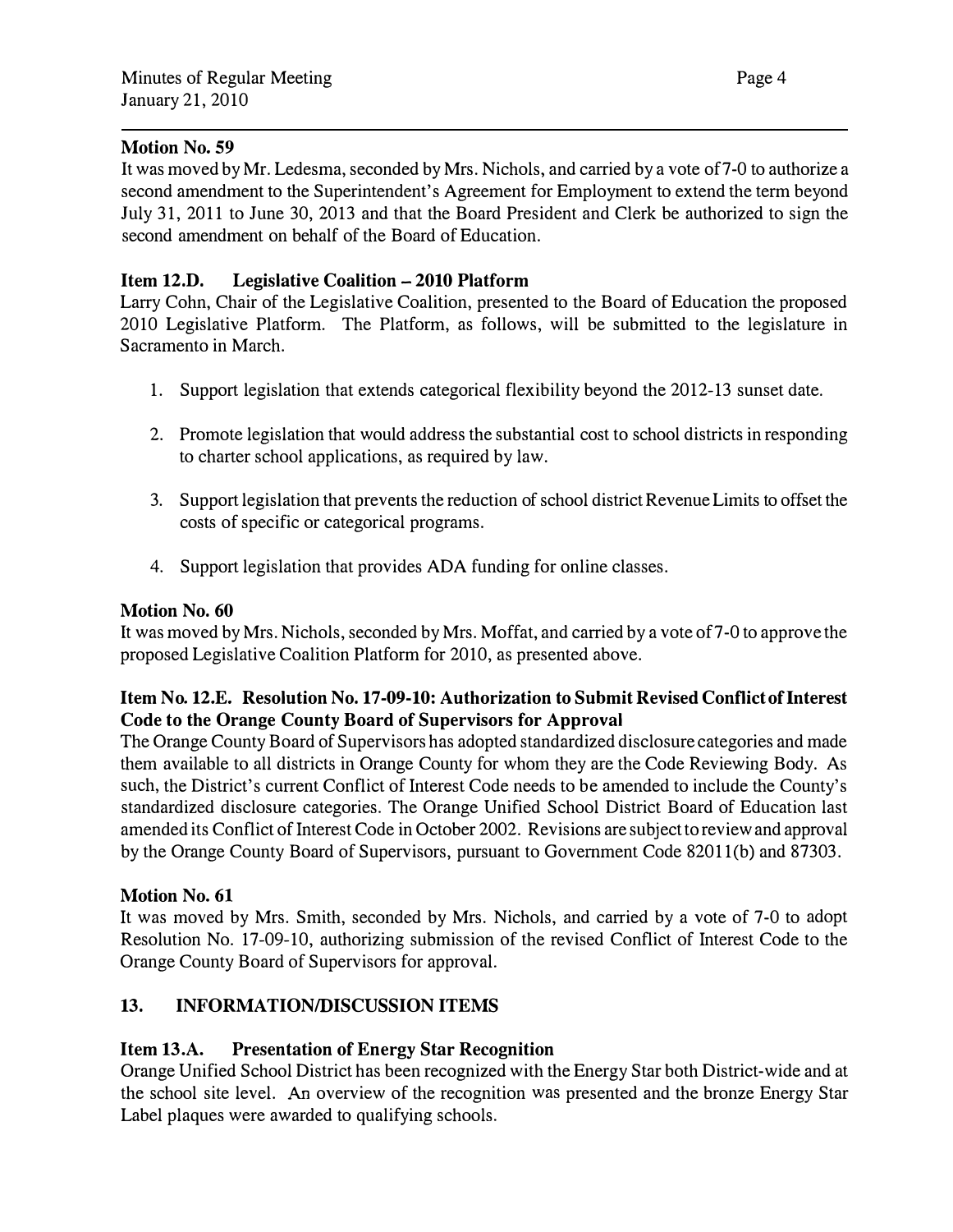**Motion No. 59**

It was moved by Mr. Ledesma, seconded by Mrs. Nichols, and carried by a vote of 7-0 to authorize a second amendment to the Superintendent's Agreement for Employment to extend the term beyond July 31, 2011 to June 30, 2013 and that the Board President and Clerk be authorized to sign the second amendment on behalf of the Board of Education.

**Item 12.D. Legislative Coalition – 2010 Platform**

Larry Cohn, Chair of the Legislative Coalition, presented to the Board of Education the proposed 2010 Legislative Platform. The Platform, as follows, will be submitted to the legislature in Sacramento in March.

1. Support legislation that extends categorical flexibility beyond the 2012-13 sunset date.
2. Promote legislation that would address the substantial cost to school districts in responding to charter school applications, as required by law.
3. Support legislation that prevents the reduction of school district Revenue Limits to offset the costs of specific or categorical programs.
4. Support legislation that provides ADA funding for online classes.

**Motion No. 60**

It was moved by Mrs. Nichols, seconded by Mrs. Moffat, and carried by a vote of 7-0 to approve the proposed Legislative Coalition Platform for 2010, as presented above.

**Item No. 12.E. Resolution No. 17-09-10: Authorization to Submit Revised Conflict of Interest Code to the Orange County Board of Supervisors for Approval**

The Orange County Board of Supervisors has adopted standardized disclosure categories and made them available to all districts in Orange County for whom they are the Code Reviewing Body. As such, the District's current Conflict of Interest Code needs to be amended to include the County's standardized disclosure categories. The Orange Unified School District Board of Education last amended its Conflict of Interest Code in October 2002. Revisions are subject to review and approval by the Orange County Board of Supervisors, pursuant to Government Code 82011(b) and 87303.

**Motion No. 61**

It was moved by Mrs. Smith, seconded by Mrs. Nichols, and carried by a vote of 7-0 to adopt Resolution No. 17-09-10, authorizing submission of the revised Conflict of Interest Code to the Orange County Board of Supervisors for approval.

## 13. INFORMATION/DISCUSSION ITEMS

**Item 13.A. Presentation of Energy Star Recognition**

Orange Unified School District has been recognized with the Energy Star both District-wide and at the school site level. An overview of the recognition was presented and the bronze Energy Star Label plaques were awarded to qualifying schools.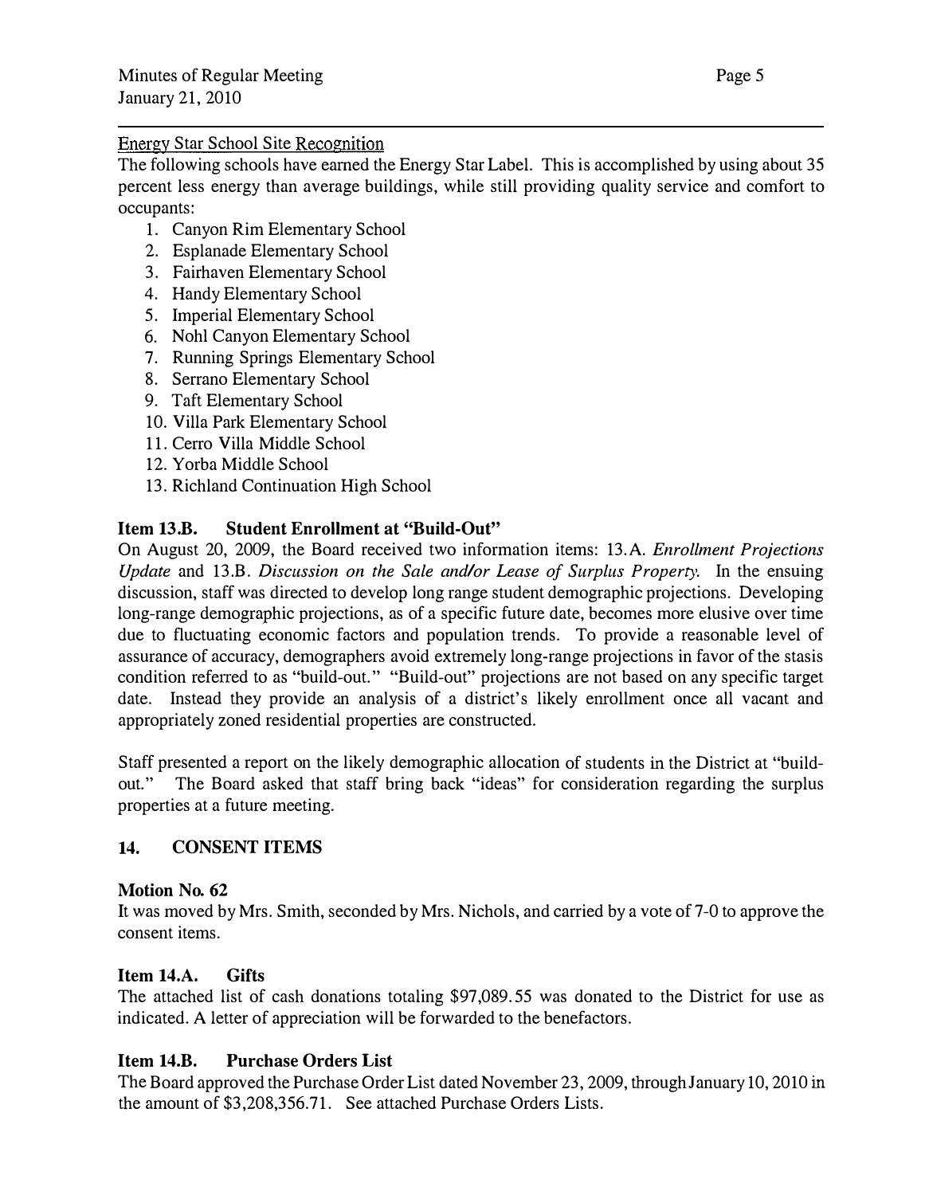Energy Star School Site Recognition

The following schools have earned the Energy Star Label. This is accomplished by using about 35 percent less energy than average buildings, while still providing quality service and comfort to occupants:

1. Canyon Rim Elementary School
2. Esplanade Elementary School
3. Fairhaven Elementary School
4. Handy Elementary School
5. Imperial Elementary School
6. Nohl Canyon Elementary School
7. Running Springs Elementary School
8. Serrano Elementary School
9. Taft Elementary School
10. Villa Park Elementary School
11. Cerro Villa Middle School
12. Yorba Middle School
13. Richland Continuation High School

**Item 13.B. Student Enrollment at "Build-Out"**

On August 20, 2009, the Board received two information items: 13.A. *Enrollment Projections Update* and 13.B. *Discussion on the Sale and/or Lease of Surplus Property.* In the ensuing discussion, staff was directed to develop long range student demographic projections. Developing long-range demographic projections, as of a specific future date, becomes more elusive over time due to fluctuating economic factors and population trends. To provide a reasonable level of assurance of accuracy, demographers avoid extremely long-range projections in favor of the stasis condition referred to as "build-out." "Build-out" projections are not based on any specific target date. Instead they provide an analysis of a district's likely enrollment once all vacant and appropriately zoned residential properties are constructed.

Staff presented a report on the likely demographic allocation of students in the District at "build-out." The Board asked that staff bring back "ideas" for consideration regarding the surplus properties at a future meeting.

## 14. CONSENT ITEMS

**Motion No. 62**

It was moved by Mrs. Smith, seconded by Mrs. Nichols, and carried by a vote of 7-0 to approve the consent items.

**Item 14.A. Gifts**

The attached list of cash donations totaling $97,089.55 was donated to the District for use as indicated. A letter of appreciation will be forwarded to the benefactors.

**Item 14.B. Purchase Orders List**

The Board approved the Purchase Order List dated November 23, 2009, through January 10, 2010 in the amount of $3,208,356.71. See attached Purchase Orders Lists.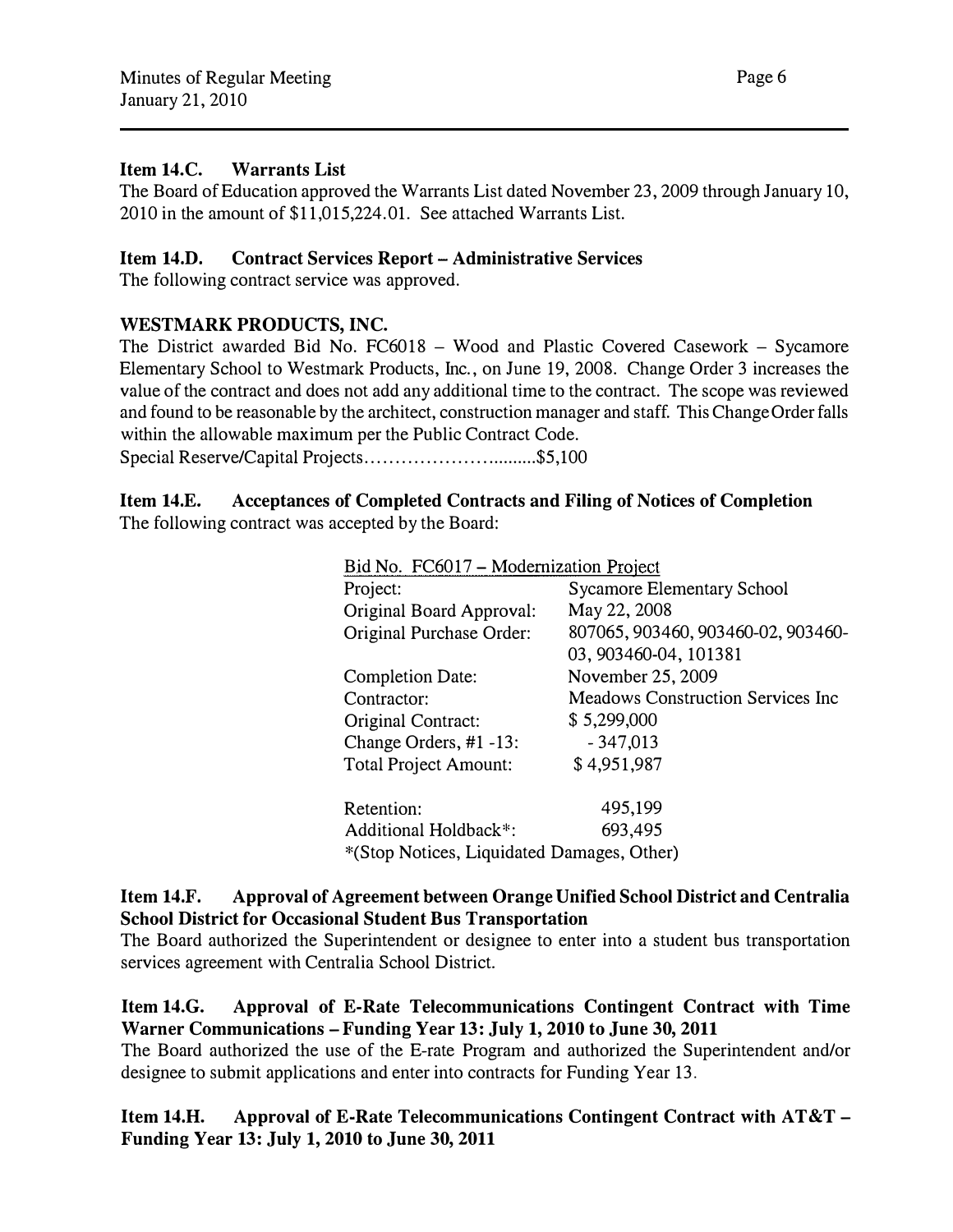### Item 14.C. Warrants List

The Board of Education approved the Warrants List dated November 23, 2009 through January 10, 2010 in the amount of $11,015,224.01. See attached Warrants List.

### Item 14.D. Contract Services Report – Administrative Services

The following contract service was approved.

**WESTMARK PRODUCTS, INC.**

The District awarded Bid No. FC6018 – Wood and Plastic Covered Casework – Sycamore Elementary School to Westmark Products, Inc., on June 19, 2008. Change Order 3 increases the value of the contract and does not add any additional time to the contract. The scope was reviewed and found to be reasonable by the architect, construction manager and staff. This Change Order falls within the allowable maximum per the Public Contract Code.

Special Reserve/Capital Projects……………………........$5,100

### Item 14.E. Acceptances of Completed Contracts and Filing of Notices of Completion

The following contract was accepted by the Board:

Bid No. FC6017 – Modernization Project

| | |
|---|---|
| Project: | Sycamore Elementary School |
| Original Board Approval: | May 22, 2008 |
| Original Purchase Order: | 807065, 903460, 903460-02, 903460-03, 903460-04, 101381 |
| Completion Date: | November 25, 2009 |
| Contractor: | Meadows Construction Services Inc |
| Original Contract: | $ 5,299,000 |
| Change Orders, #1 -13: | - 347,013 |
| Total Project Amount: | $ 4,951,987 |
| Retention: | 495,199 |
| Additional Holdback*: | 693,495 |

*(Stop Notices, Liquidated Damages, Other)

### Item 14.F. Approval of Agreement between Orange Unified School District and Centralia School District for Occasional Student Bus Transportation

The Board authorized the Superintendent or designee to enter into a student bus transportation services agreement with Centralia School District.

### Item 14.G. Approval of E-Rate Telecommunications Contingent Contract with Time Warner Communications – Funding Year 13: July 1, 2010 to June 30, 2011

The Board authorized the use of the E-rate Program and authorized the Superintendent and/or designee to submit applications and enter into contracts for Funding Year 13.

### Item 14.H. Approval of E-Rate Telecommunications Contingent Contract with AT&T – Funding Year 13: July 1, 2010 to June 30, 2011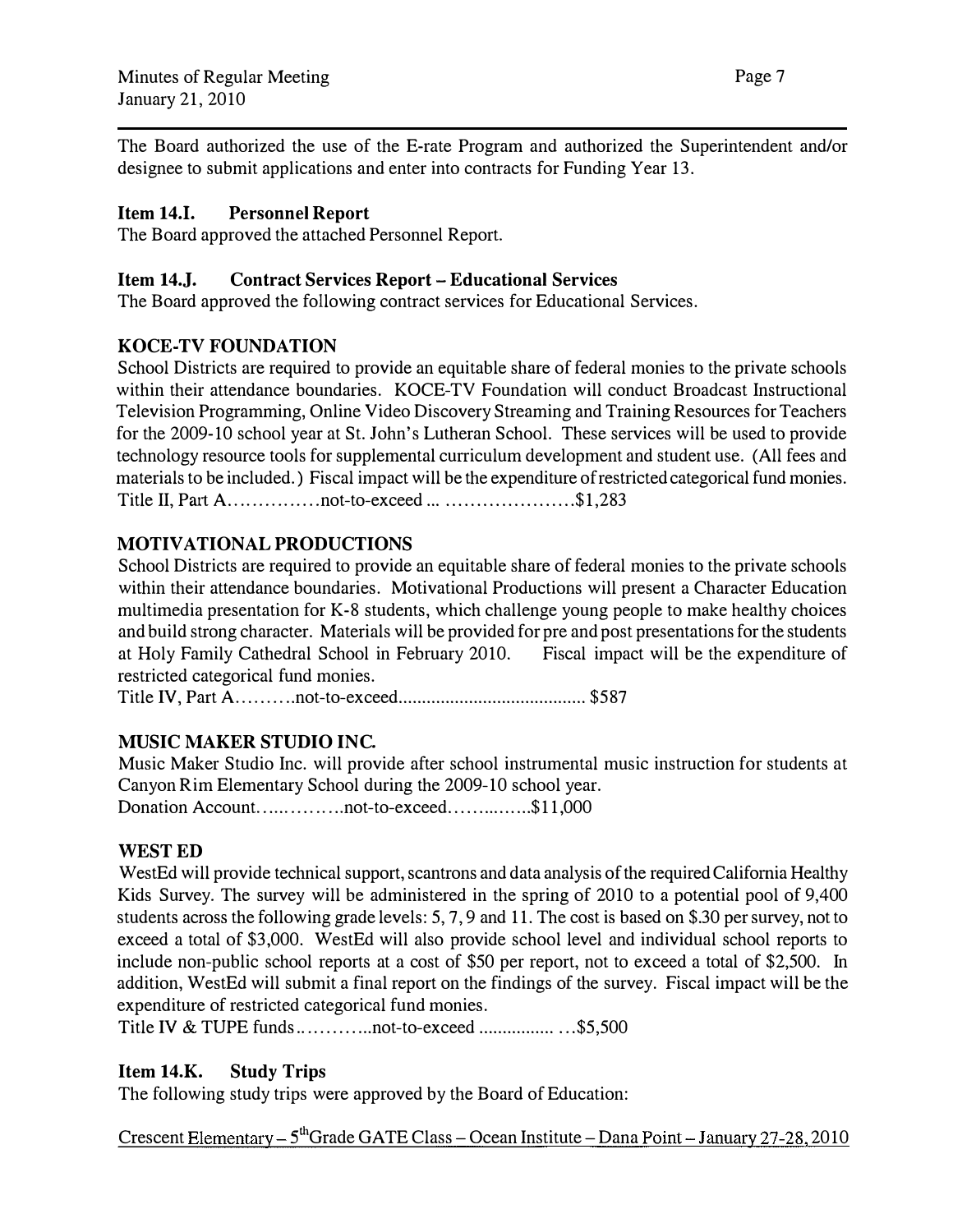The Board authorized the use of the E-rate Program and authorized the Superintendent and/or designee to submit applications and enter into contracts for Funding Year 13.

**Item 14.I. Personnel Report**

The Board approved the attached Personnel Report.

**Item 14.J. Contract Services Report – Educational Services**

The Board approved the following contract services for Educational Services.

**KOCE-TV FOUNDATION**

School Districts are required to provide an equitable share of federal monies to the private schools within their attendance boundaries. KOCE-TV Foundation will conduct Broadcast Instructional Television Programming, Online Video Discovery Streaming and Training Resources for Teachers for the 2009-10 school year at St. John's Lutheran School. These services will be used to provide technology resource tools for supplemental curriculum development and student use. (All fees and materials to be included.) Fiscal impact will be the expenditure of restricted categorical fund monies.

Title II, Part A...............not-to-exceed ... .....................$1,283

**MOTIVATIONAL PRODUCTIONS**

School Districts are required to provide an equitable share of federal monies to the private schools within their attendance boundaries. Motivational Productions will present a Character Education multimedia presentation for K-8 students, which challenge young people to make healthy choices and build strong character. Materials will be provided for pre and post presentations for the students at Holy Family Cathedral School in February 2010. Fiscal impact will be the expenditure of restricted categorical fund monies.

Title IV, Part A..........not-to-exceed........................................ $587

**MUSIC MAKER STUDIO INC.**

Music Maker Studio Inc. will provide after school instrumental music instruction for students at Canyon Rim Elementary School during the 2009-10 school year.

Donation Account..............not-to-exceed..............$11,000

**WEST ED**

WestEd will provide technical support, scantrons and data analysis of the required California Healthy Kids Survey. The survey will be administered in the spring of 2010 to a potential pool of 9,400 students across the following grade levels: 5, 7, 9 and 11. The cost is based on $.30 per survey, not to exceed a total of $3,000. WestEd will also provide school level and individual school reports to include non-public school reports at a cost of $50 per report, not to exceed a total of $2,500. In addition, WestEd will submit a final report on the findings of the survey. Fiscal impact will be the expenditure of restricted categorical fund monies.

Title IV & TUPE funds..............not-to-exceed ................ ...$5,500

**Item 14.K. Study Trips**

The following study trips were approved by the Board of Education:

Crescent Elementary – 5th Grade GATE Class – Ocean Institute – Dana Point – January 27-28, 2010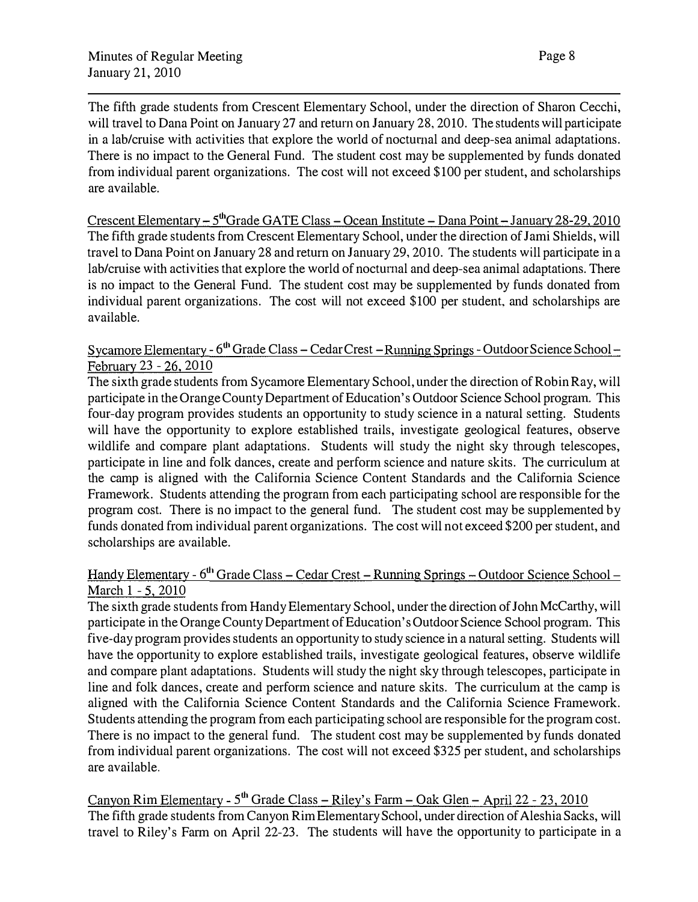The fifth grade students from Crescent Elementary School, under the direction of Sharon Cecchi, will travel to Dana Point on January 27 and return on January 28, 2010. The students will participate in a lab/cruise with activities that explore the world of nocturnal and deep-sea animal adaptations. There is no impact to the General Fund. The student cost may be supplemented by funds donated from individual parent organizations. The cost will not exceed $100 per student, and scholarships are available.

Crescent Elementary – 5th Grade GATE Class – Ocean Institute – Dana Point – January 28-29, 2010
The fifth grade students from Crescent Elementary School, under the direction of Jami Shields, will travel to Dana Point on January 28 and return on January 29, 2010. The students will participate in a lab/cruise with activities that explore the world of nocturnal and deep-sea animal adaptations. There is no impact to the General Fund. The student cost may be supplemented by funds donated from individual parent organizations. The cost will not exceed $100 per student, and scholarships are available.

Sycamore Elementary - 6th Grade Class – Cedar Crest – Running Springs - Outdoor Science School – February 23 - 26, 2010
The sixth grade students from Sycamore Elementary School, under the direction of Robin Ray, will participate in the Orange County Department of Education's Outdoor Science School program. This four-day program provides students an opportunity to study science in a natural setting. Students will have the opportunity to explore established trails, investigate geological features, observe wildlife and compare plant adaptations. Students will study the night sky through telescopes, participate in line and folk dances, create and perform science and nature skits. The curriculum at the camp is aligned with the California Science Content Standards and the California Science Framework. Students attending the program from each participating school are responsible for the program cost. There is no impact to the general fund. The student cost may be supplemented by funds donated from individual parent organizations. The cost will not exceed $200 per student, and scholarships are available.

Handy Elementary - 6th Grade Class – Cedar Crest – Running Springs – Outdoor Science School – March 1 - 5, 2010
The sixth grade students from Handy Elementary School, under the direction of John McCarthy, will participate in the Orange County Department of Education's Outdoor Science School program. This five-day program provides students an opportunity to study science in a natural setting. Students will have the opportunity to explore established trails, investigate geological features, observe wildlife and compare plant adaptations. Students will study the night sky through telescopes, participate in line and folk dances, create and perform science and nature skits. The curriculum at the camp is aligned with the California Science Content Standards and the California Science Framework. Students attending the program from each participating school are responsible for the program cost. There is no impact to the general fund. The student cost may be supplemented by funds donated from individual parent organizations. The cost will not exceed $325 per student, and scholarships are available.

Canyon Rim Elementary - 5th Grade Class – Riley's Farm – Oak Glen – April 22 - 23, 2010
The fifth grade students from Canyon Rim Elementary School, under direction of Aleshia Sacks, will travel to Riley's Farm on April 22-23. The students will have the opportunity to participate in a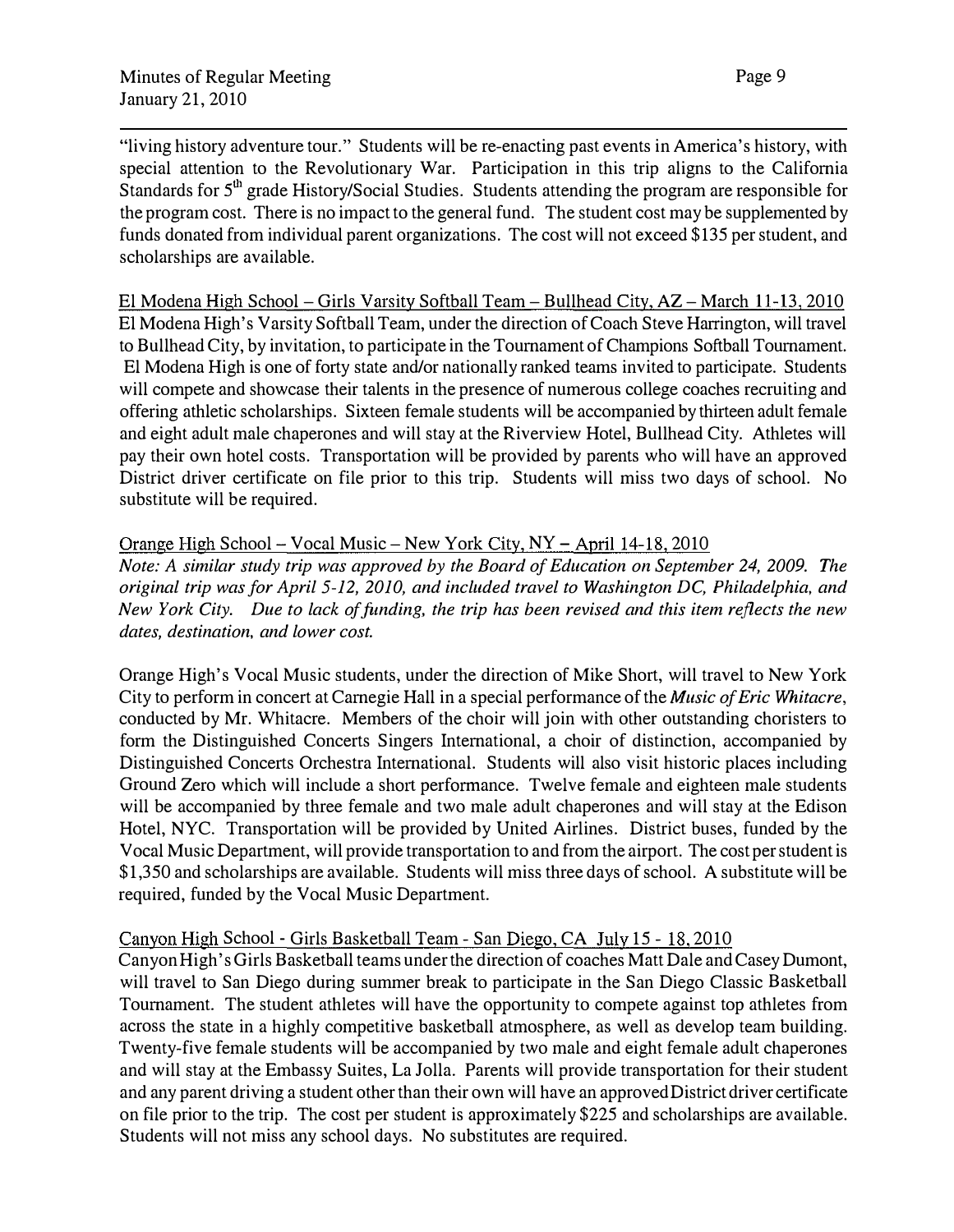"living history adventure tour." Students will be re-enacting past events in America's history, with special attention to the Revolutionary War. Participation in this trip aligns to the California Standards for 5th grade History/Social Studies. Students attending the program are responsible for the program cost. There is no impact to the general fund. The student cost may be supplemented by funds donated from individual parent organizations. The cost will not exceed $135 per student, and scholarships are available.

El Modena High School – Girls Varsity Softball Team – Bullhead City, AZ – March 11-13, 2010

El Modena High's Varsity Softball Team, under the direction of Coach Steve Harrington, will travel to Bullhead City, by invitation, to participate in the Tournament of Champions Softball Tournament. El Modena High is one of forty state and/or nationally ranked teams invited to participate. Students will compete and showcase their talents in the presence of numerous college coaches recruiting and offering athletic scholarships. Sixteen female students will be accompanied by thirteen adult female and eight adult male chaperones and will stay at the Riverview Hotel, Bullhead City. Athletes will pay their own hotel costs. Transportation will be provided by parents who will have an approved District driver certificate on file prior to this trip. Students will miss two days of school. No substitute will be required.

Orange High School – Vocal Music – New York City, NY – April 14-18, 2010

*Note: A similar study trip was approved by the Board of Education on September 24, 2009. The original trip was for April 5-12, 2010, and included travel to Washington DC, Philadelphia, and New York City. Due to lack of funding, the trip has been revised and this item reflects the new dates, destination, and lower cost.*

Orange High's Vocal Music students, under the direction of Mike Short, will travel to New York City to perform in concert at Carnegie Hall in a special performance of the *Music of Eric Whitacre*, conducted by Mr. Whitacre. Members of the choir will join with other outstanding choristers to form the Distinguished Concerts Singers International, a choir of distinction, accompanied by Distinguished Concerts Orchestra International. Students will also visit historic places including Ground Zero which will include a short performance. Twelve female and eighteen male students will be accompanied by three female and two male adult chaperones and will stay at the Edison Hotel, NYC. Transportation will be provided by United Airlines. District buses, funded by the Vocal Music Department, will provide transportation to and from the airport. The cost per student is $1,350 and scholarships are available. Students will miss three days of school. A substitute will be required, funded by the Vocal Music Department.

Canyon High School - Girls Basketball Team - San Diego, CA July 15 - 18, 2010

Canyon High's Girls Basketball teams under the direction of coaches Matt Dale and Casey Dumont, will travel to San Diego during summer break to participate in the San Diego Classic Basketball Tournament. The student athletes will have the opportunity to compete against top athletes from across the state in a highly competitive basketball atmosphere, as well as develop team building. Twenty-five female students will be accompanied by two male and eight female adult chaperones and will stay at the Embassy Suites, La Jolla. Parents will provide transportation for their student and any parent driving a student other than their own will have an approved District driver certificate on file prior to the trip. The cost per student is approximately $225 and scholarships are available. Students will not miss any school days. No substitutes are required.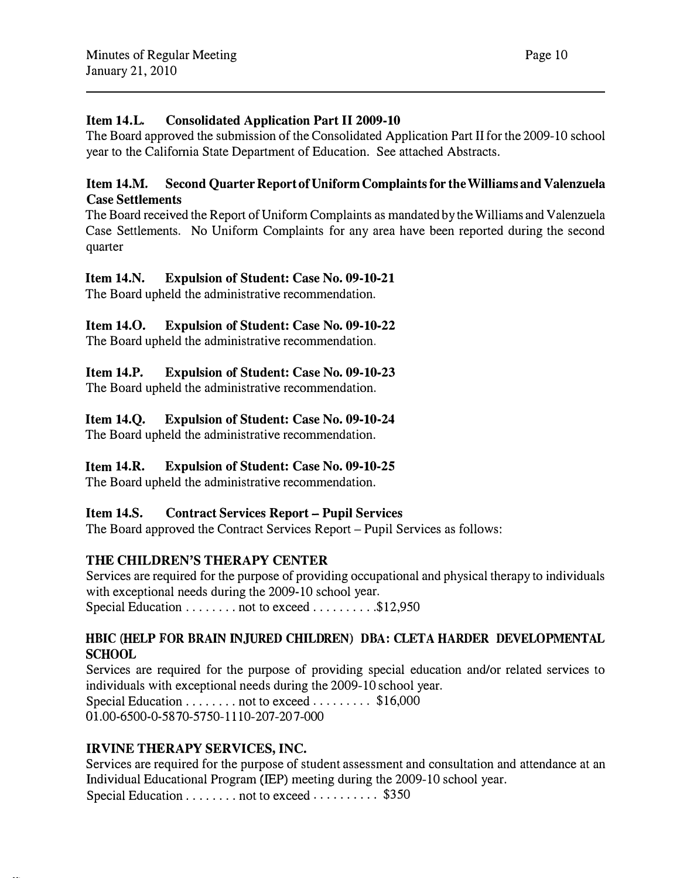**Item 14.L. Consolidated Application Part II 2009-10**

The Board approved the submission of the Consolidated Application Part II for the 2009-10 school year to the California State Department of Education. See attached Abstracts.

**Item 14.M. Second Quarter Report of Uniform Complaints for the Williams and Valenzuela Case Settlements**

The Board received the Report of Uniform Complaints as mandated by the Williams and Valenzuela Case Settlements. No Uniform Complaints for any area have been reported during the second quarter

**Item 14.N. Expulsion of Student: Case No. 09-10-21**

The Board upheld the administrative recommendation.

**Item 14.O. Expulsion of Student: Case No. 09-10-22**

The Board upheld the administrative recommendation.

**Item 14.P. Expulsion of Student: Case No. 09-10-23**

The Board upheld the administrative recommendation.

**Item 14.Q. Expulsion of Student: Case No. 09-10-24**

The Board upheld the administrative recommendation.

**Item 14.R. Expulsion of Student: Case No. 09-10-25**

The Board upheld the administrative recommendation.

**Item 14.S. Contract Services Report – Pupil Services**

The Board approved the Contract Services Report – Pupil Services as follows:

**THE CHILDREN'S THERAPY CENTER**

Services are required for the purpose of providing occupational and physical therapy to individuals with exceptional needs during the 2009-10 school year.
Special Education . . . . . . . . not to exceed . . . . . . . . . .$12,950

**HBIC (HELP FOR BRAIN INJURED CHILDREN) DBA: CLETA HARDER DEVELOPMENTAL SCHOOL**

Services are required for the purpose of providing special education and/or related services to individuals with exceptional needs during the 2009-10 school year.
Special Education . . . . . . . . not to exceed . . . . . . . . . $16,000
01.00-6500-0-5870-5750-1110-207-207-000

**IRVINE THERAPY SERVICES, INC.**

Services are required for the purpose of student assessment and consultation and attendance at an Individual Educational Program (IEP) meeting during the 2009-10 school year.
Special Education . . . . . . . . not to exceed . . . . . . . . . . $350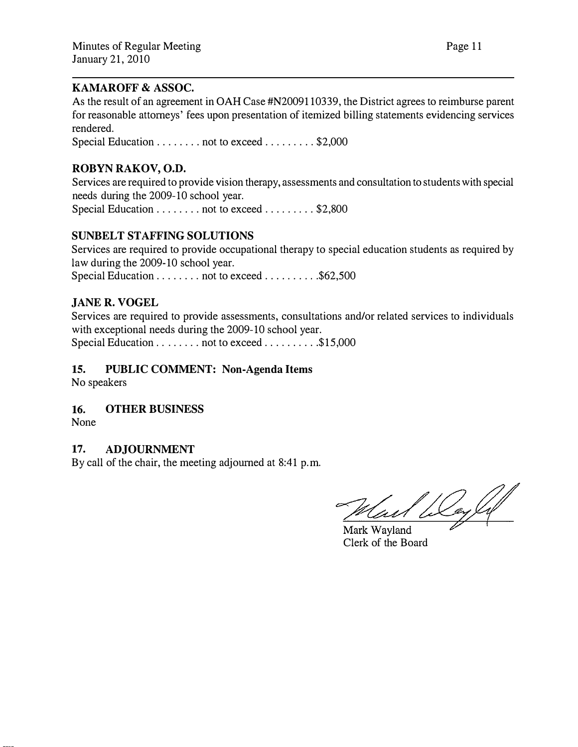**KAMAROFF & ASSOC.**

As the result of an agreement in OAH Case #N2009110339, the District agrees to reimburse parent for reasonable attorneys' fees upon presentation of itemized billing statements evidencing services rendered.

Special Education . . . . . . . . not to exceed . . . . . . . . . $2,000

**ROBYN RAKOV, O.D.**

Services are required to provide vision therapy, assessments and consultation to students with special needs during the 2009-10 school year.

Special Education . . . . . . . . not to exceed . . . . . . . . . $2,800

**SUNBELT STAFFING SOLUTIONS**

Services are required to provide occupational therapy to special education students as required by law during the 2009-10 school year.

Special Education . . . . . . . . not to exceed . . . . . . . . . .$62,500

**JANE R. VOGEL**

Services are required to provide assessments, consultations and/or related services to individuals with exceptional needs during the 2009-10 school year.

Special Education . . . . . . . . not to exceed . . . . . . . . . .$15,000

**15. PUBLIC COMMENT: Non-Agenda Items**

No speakers

**16. OTHER BUSINESS**

None

**17. ADJOURNMENT**

By call of the chair, the meeting adjourned at 8:41 p.m.

Mark Wayland
Clerk of the Board